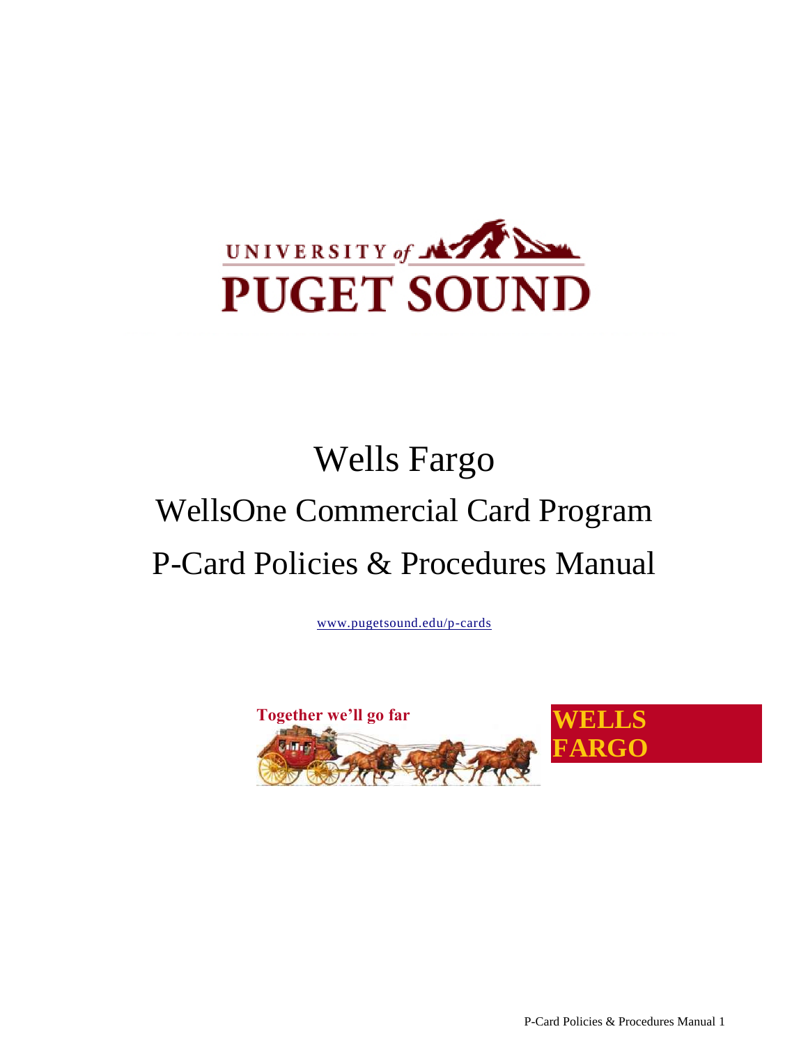UNIVERSITY of PUGET SOUND

# Wells Fargo

# WellsOne Commercial Card Program

# P-Card Policies & Procedures Manual

www.pugetsound.edu/p-cards

Together we'll go far

WELLS FARGO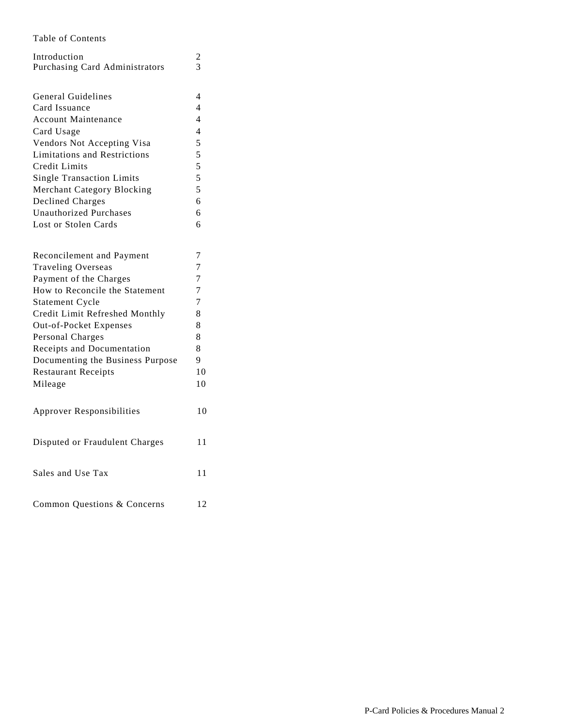Table of Contents

| | |
|---|---|
| Introduction | 2 |
| Purchasing Card Administrators | 3 |
| | |
| General Guidelines | 4 |
| Card Issuance | 4 |
| Account Maintenance | 4 |
| Card Usage | 4 |
| Vendors Not Accepting Visa | 5 |
| Limitations and Restrictions | 5 |
| Credit Limits | 5 |
| Single Transaction Limits | 5 |
| Merchant Category Blocking | 5 |
| Declined Charges | 6 |
| Unauthorized Purchases | 6 |
| Lost or Stolen Cards | 6 |
| | |
| Reconcilement and Payment | 7 |
| Traveling Overseas | 7 |
| Payment of the Charges | 7 |
| How to Reconcile the Statement | 7 |
| Statement Cycle | 7 |
| Credit Limit Refreshed Monthly | 8 |
| Out-of-Pocket Expenses | 8 |
| Personal Charges | 8 |
| Receipts and Documentation | 8 |
| Documenting the Business Purpose | 9 |
| Restaurant Receipts | 10 |
| Mileage | 10 |
| | |
| Approver Responsibilities | 10 |
| | |
| Disputed or Fraudulent Charges | 11 |
| | |
| Sales and Use Tax | 11 |
| | |
| Common Questions & Concerns | 12 |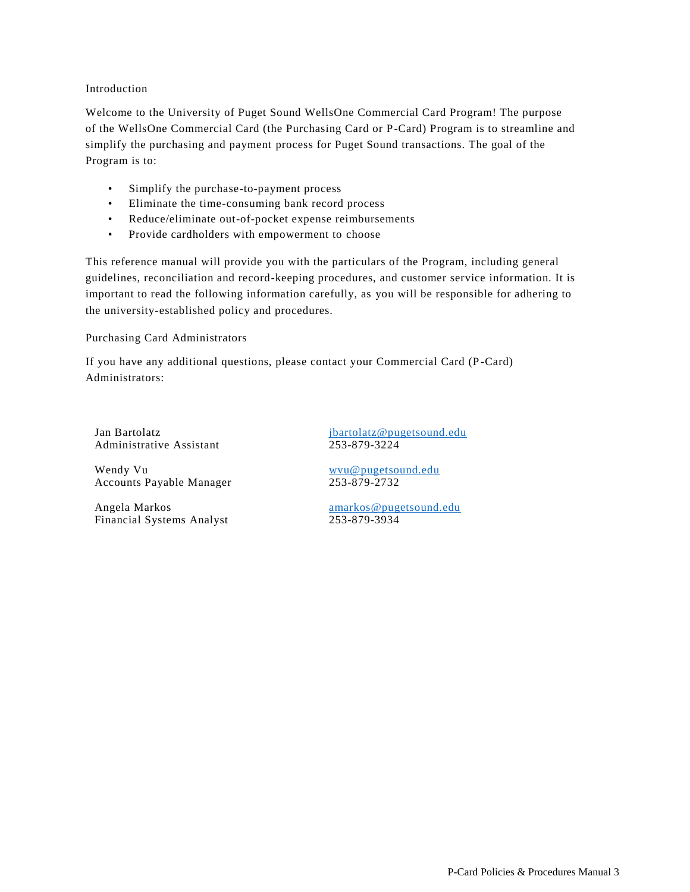## Introduction

Welcome to the University of Puget Sound WellsOne Commercial Card Program! The purpose of the WellsOne Commercial Card (the Purchasing Card or P-Card) Program is to streamline and simplify the purchasing and payment process for Puget Sound transactions. The goal of the Program is to:

- Simplify the purchase-to-payment process
- Eliminate the time-consuming bank record process
- Reduce/eliminate out-of-pocket expense reimbursements
- Provide cardholders with empowerment to choose

This reference manual will provide you with the particulars of the Program, including general guidelines, reconciliation and record-keeping procedures, and customer service information. It is important to read the following information carefully, as you will be responsible for adhering to the university-established policy and procedures.

## Purchasing Card Administrators

If you have any additional questions, please contact your Commercial Card (P-Card) Administrators:

| | |
|---|---|
| Jan Bartolatz<br>Administrative Assistant | jbartolatz@pugetsound.edu<br>253-879-3224 |
| Wendy Vu<br>Accounts Payable Manager | wvu@pugetsound.edu<br>253-879-2732 |
| Angela Markos<br>Financial Systems Analyst | amarkos@pugetsound.edu<br>253-879-3934 |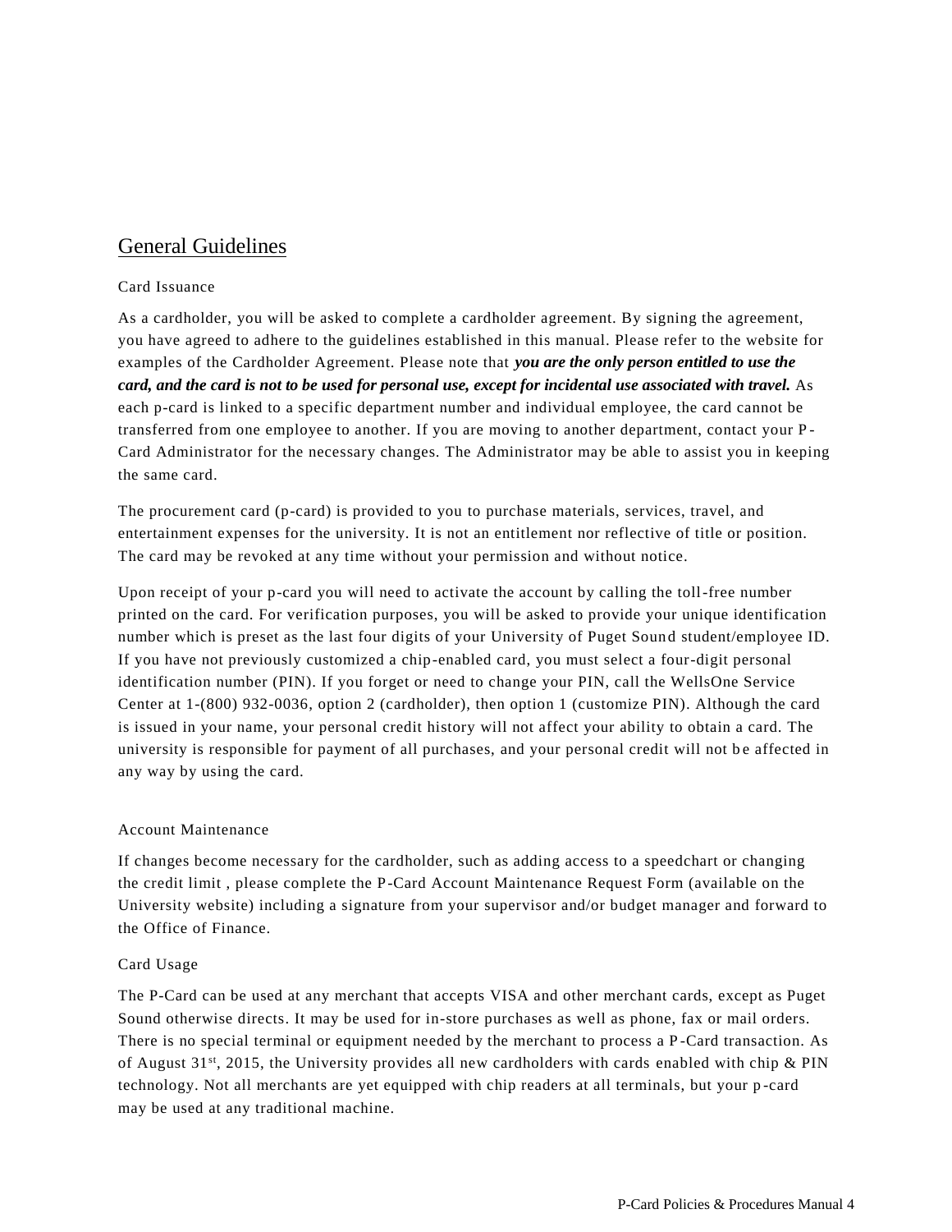## General Guidelines

### Card Issuance

As a cardholder, you will be asked to complete a cardholder agreement. By signing the agreement, you have agreed to adhere to the guidelines established in this manual. Please refer to the website for examples of the Cardholder Agreement. Please note that ***you are the only person entitled to use the card, and the card is not to be used for personal use, except for incidental use associated with travel.*** As each p-card is linked to a specific department number and individual employee, the card cannot be transferred from one employee to another. If you are moving to another department, contact your P-Card Administrator for the necessary changes. The Administrator may be able to assist you in keeping the same card.

The procurement card (p-card) is provided to you to purchase materials, services, travel, and entertainment expenses for the university. It is not an entitlement nor reflective of title or position. The card may be revoked at any time without your permission and without notice.

Upon receipt of your p-card you will need to activate the account by calling the toll-free number printed on the card. For verification purposes, you will be asked to provide your unique identification number which is preset as the last four digits of your University of Puget Sound student/employee ID. If you have not previously customized a chip-enabled card, you must select a four-digit personal identification number (PIN). If you forget or need to change your PIN, call the WellsOne Service Center at 1-(800) 932-0036, option 2 (cardholder), then option 1 (customize PIN). Although the card is issued in your name, your personal credit history will not affect your ability to obtain a card. The university is responsible for payment of all purchases, and your personal credit will not be affected in any way by using the card.

### Account Maintenance

If changes become necessary for the cardholder, such as adding access to a speedchart or changing the credit limit , please complete the P-Card Account Maintenance Request Form (available on the University website) including a signature from your supervisor and/or budget manager and forward to the Office of Finance.

### Card Usage

The P-Card can be used at any merchant that accepts VISA and other merchant cards, except as Puget Sound otherwise directs. It may be used for in-store purchases as well as phone, fax or mail orders. There is no special terminal or equipment needed by the merchant to process a P-Card transaction. As of August 31st, 2015, the University provides all new cardholders with cards enabled with chip & PIN technology. Not all merchants are yet equipped with chip readers at all terminals, but your p-card may be used at any traditional machine.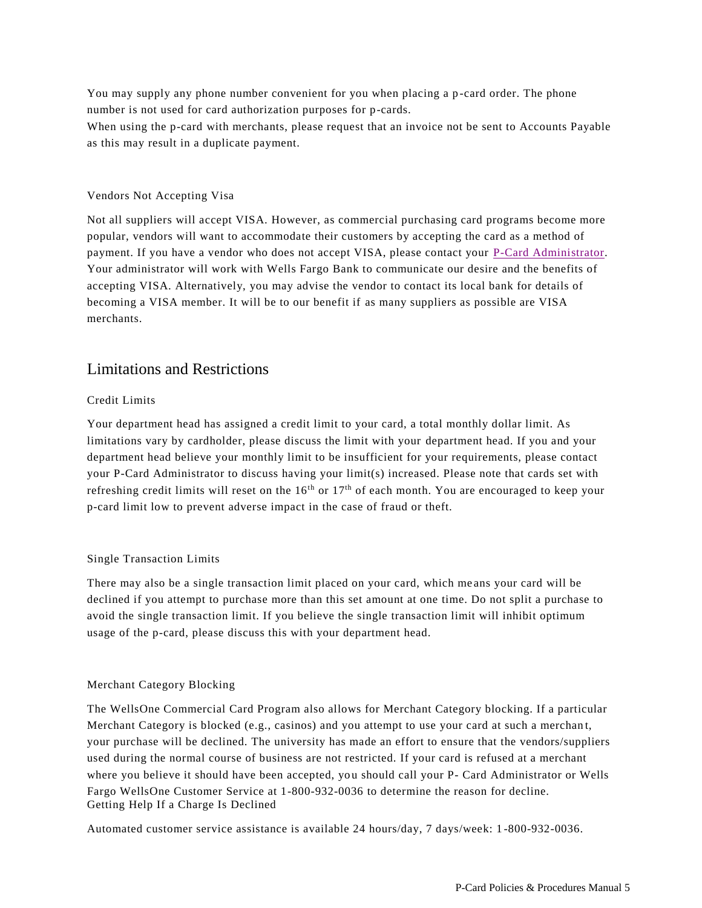You may supply any phone number convenient for you when placing a p-card order. The phone number is not used for card authorization purposes for p-cards.

When using the p-card with merchants, please request that an invoice not be sent to Accounts Payable as this may result in a duplicate payment.

### Vendors Not Accepting Visa

Not all suppliers will accept VISA. However, as commercial purchasing card programs become more popular, vendors will want to accommodate their customers by accepting the card as a method of payment. If you have a vendor who does not accept VISA, please contact your P-Card Administrator. Your administrator will work with Wells Fargo Bank to communicate our desire and the benefits of accepting VISA. Alternatively, you may advise the vendor to contact its local bank for details of becoming a VISA member. It will be to our benefit if as many suppliers as possible are VISA merchants.

## Limitations and Restrictions

### Credit Limits

Your department head has assigned a credit limit to your card, a total monthly dollar limit. As limitations vary by cardholder, please discuss the limit with your department head. If you and your department head believe your monthly limit to be insufficient for your requirements, please contact your P-Card Administrator to discuss having your limit(s) increased. Please note that cards set with refreshing credit limits will reset on the 16th or 17th of each month. You are encouraged to keep your p-card limit low to prevent adverse impact in the case of fraud or theft.

### Single Transaction Limits

There may also be a single transaction limit placed on your card, which means your card will be declined if you attempt to purchase more than this set amount at one time. Do not split a purchase to avoid the single transaction limit. If you believe the single transaction limit will inhibit optimum usage of the p-card, please discuss this with your department head.

### Merchant Category Blocking

The WellsOne Commercial Card Program also allows for Merchant Category blocking. If a particular Merchant Category is blocked (e.g., casinos) and you attempt to use your card at such a merchant, your purchase will be declined. The university has made an effort to ensure that the vendors/suppliers used during the normal course of business are not restricted. If your card is refused at a merchant where you believe it should have been accepted, you should call your P- Card Administrator or Wells Fargo WellsOne Customer Service at 1-800-932-0036 to determine the reason for decline.

### Getting Help If a Charge Is Declined

Automated customer service assistance is available 24 hours/day, 7 days/week: 1-800-932-0036.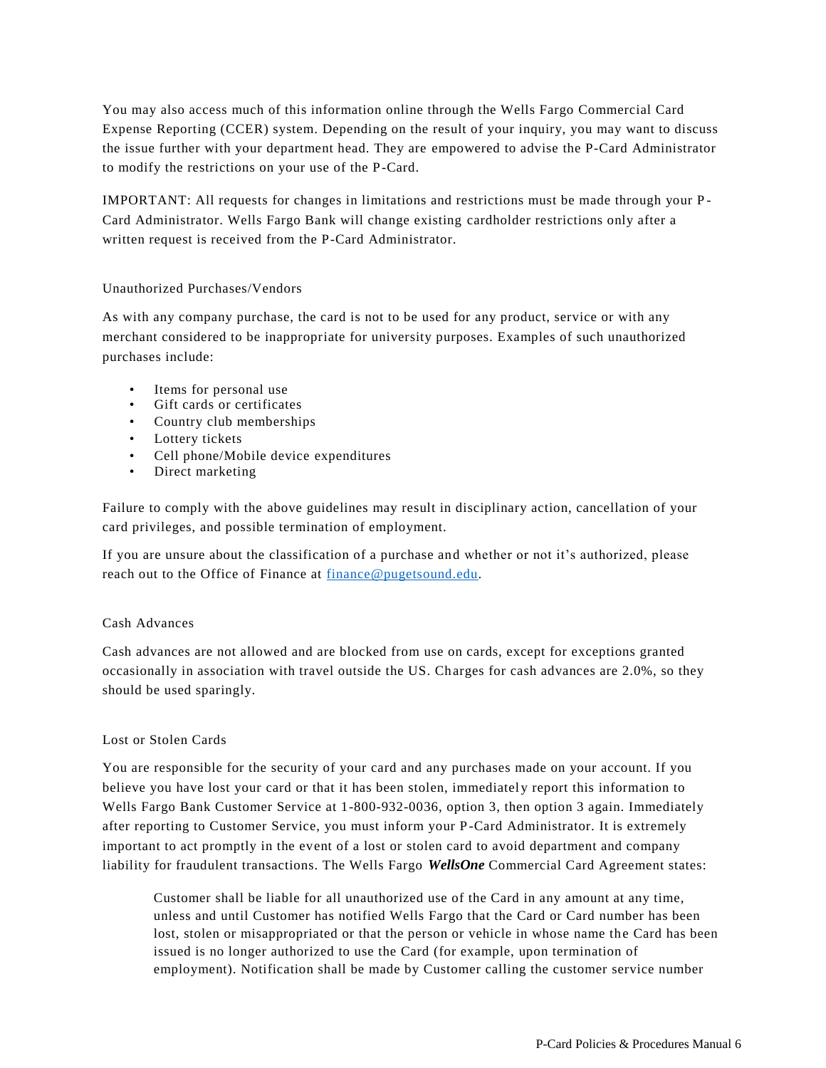You may also access much of this information online through the Wells Fargo Commercial Card Expense Reporting (CCER) system. Depending on the result of your inquiry, you may want to discuss the issue further with your department head. They are empowered to advise the P-Card Administrator to modify the restrictions on your use of the P-Card.

IMPORTANT: All requests for changes in limitations and restrictions must be made through your P-Card Administrator. Wells Fargo Bank will change existing cardholder restrictions only after a written request is received from the P-Card Administrator.

### Unauthorized Purchases/Vendors

As with any company purchase, the card is not to be used for any product, service or with any merchant considered to be inappropriate for university purposes. Examples of such unauthorized purchases include:

- Items for personal use
- Gift cards or certificates
- Country club memberships
- Lottery tickets
- Cell phone/Mobile device expenditures
- Direct marketing

Failure to comply with the above guidelines may result in disciplinary action, cancellation of your card privileges, and possible termination of employment.

If you are unsure about the classification of a purchase and whether or not it's authorized, please reach out to the Office of Finance at [finance@pugetsound.edu](mailto:finance@pugetsound.edu).

### Cash Advances

Cash advances are not allowed and are blocked from use on cards, except for exceptions granted occasionally in association with travel outside the US. Charges for cash advances are 2.0%, so they should be used sparingly.

### Lost or Stolen Cards

You are responsible for the security of your card and any purchases made on your account. If you believe you have lost your card or that it has been stolen, immediately report this information to Wells Fargo Bank Customer Service at 1-800-932-0036, option 3, then option 3 again. Immediately after reporting to Customer Service, you must inform your P-Card Administrator. It is extremely important to act promptly in the event of a lost or stolen card to avoid department and company liability for fraudulent transactions. The Wells Fargo ***WellsOne*** Commercial Card Agreement states:

> Customer shall be liable for all unauthorized use of the Card in any amount at any time, unless and until Customer has notified Wells Fargo that the Card or Card number has been lost, stolen or misappropriated or that the person or vehicle in whose name the Card has been issued is no longer authorized to use the Card (for example, upon termination of employment). Notification shall be made by Customer calling the customer service number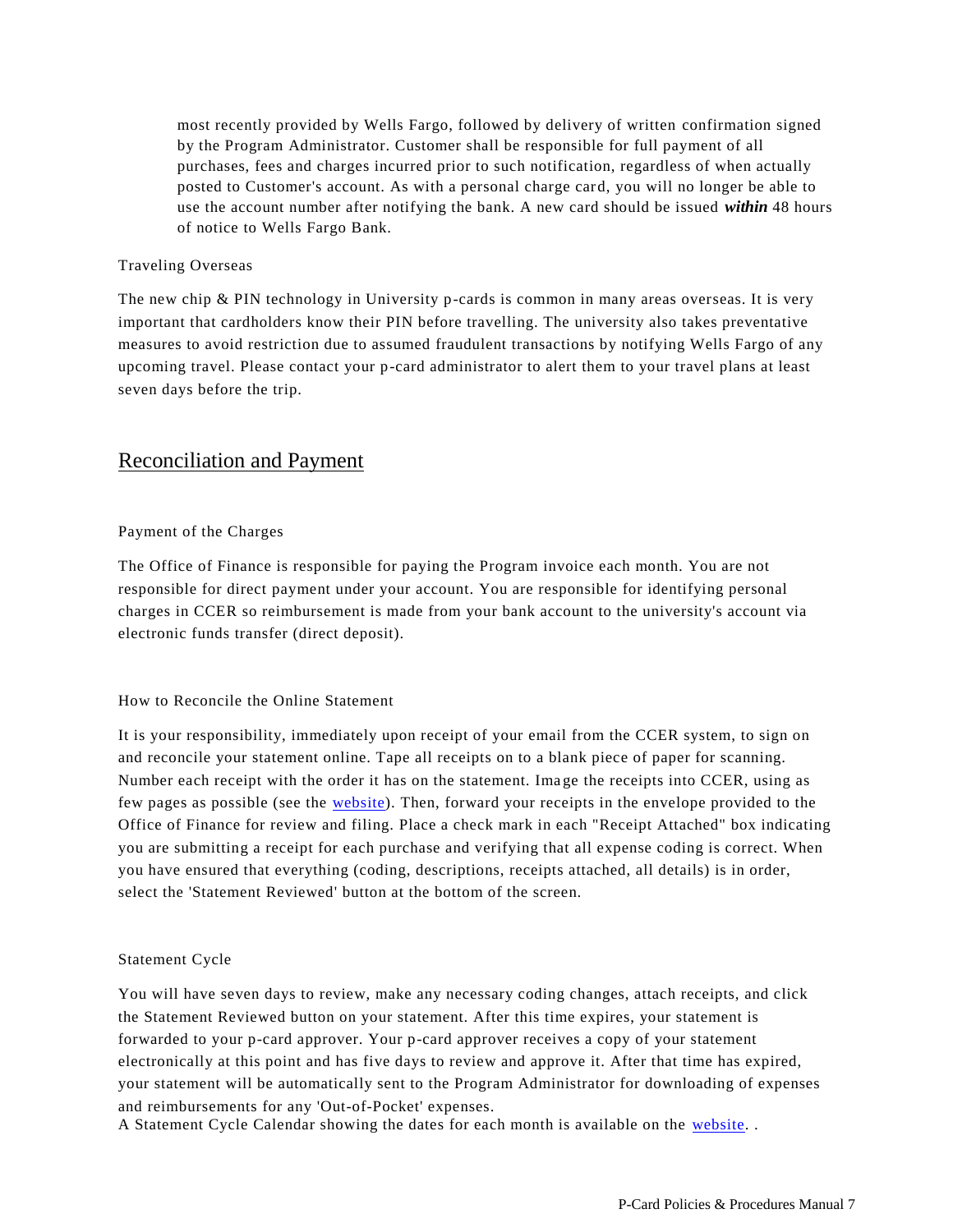most recently provided by Wells Fargo, followed by delivery of written confirmation signed by the Program Administrator. Customer shall be responsible for full payment of all purchases, fees and charges incurred prior to such notification, regardless of when actually posted to Customer's account. As with a personal charge card, you will no longer be able to use the account number after notifying the bank. A new card should be issued ***within*** 48 hours of notice to Wells Fargo Bank.

### Traveling Overseas

The new chip & PIN technology in University p-cards is common in many areas overseas. It is very important that cardholders know their PIN before travelling. The university also takes preventative measures to avoid restriction due to assumed fraudulent transactions by notifying Wells Fargo of any upcoming travel. Please contact your p-card administrator to alert them to your travel plans at least seven days before the trip.

## Reconciliation and Payment

### Payment of the Charges

The Office of Finance is responsible for paying the Program invoice each month. You are not responsible for direct payment under your account. You are responsible for identifying personal charges in CCER so reimbursement is made from your bank account to the university's account via electronic funds transfer (direct deposit).

### How to Reconcile the Online Statement

It is your responsibility, immediately upon receipt of your email from the CCER system, to sign on and reconcile your statement online. Tape all receipts on to a blank piece of paper for scanning. Number each receipt with the order it has on the statement. Image the receipts into CCER, using as few pages as possible (see the website). Then, forward your receipts in the envelope provided to the Office of Finance for review and filing. Place a check mark in each "Receipt Attached" box indicating you are submitting a receipt for each purchase and verifying that all expense coding is correct. When you have ensured that everything (coding, descriptions, receipts attached, all details) is in order, select the 'Statement Reviewed' button at the bottom of the screen.

### Statement Cycle

You will have seven days to review, make any necessary coding changes, attach receipts, and click the Statement Reviewed button on your statement. After this time expires, your statement is forwarded to your p-card approver. Your p-card approver receives a copy of your statement electronically at this point and has five days to review and approve it. After that time has expired, your statement will be automatically sent to the Program Administrator for downloading of expenses and reimbursements for any 'Out-of-Pocket' expenses.
A Statement Cycle Calendar showing the dates for each month is available on the website. .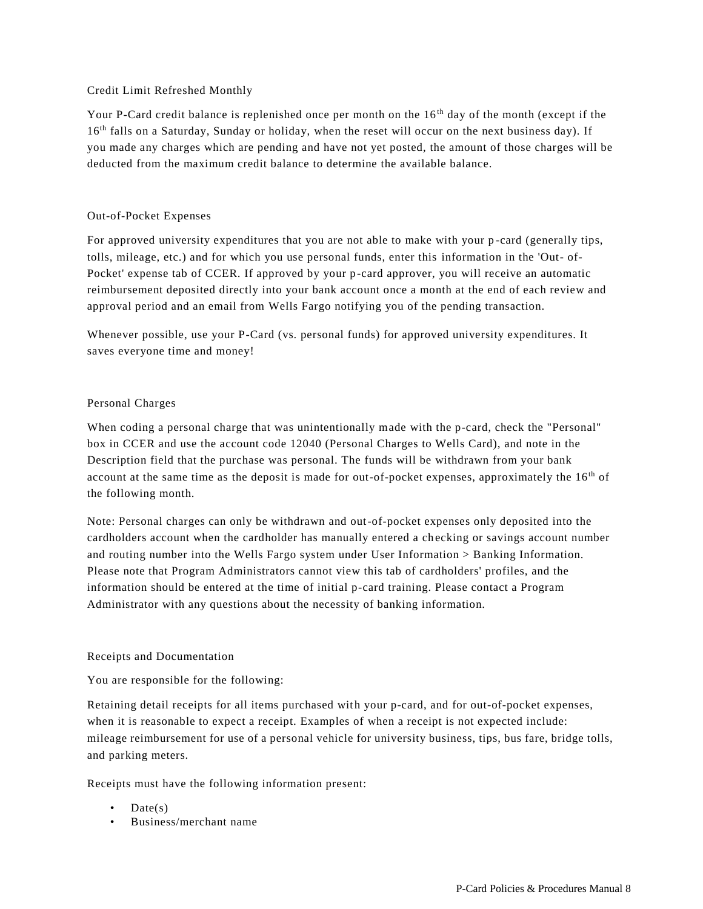## Credit Limit Refreshed Monthly

Your P-Card credit balance is replenished once per month on the 16th day of the month (except if the 16th falls on a Saturday, Sunday or holiday, when the reset will occur on the next business day). If you made any charges which are pending and have not yet posted, the amount of those charges will be deducted from the maximum credit balance to determine the available balance.

## Out-of-Pocket Expenses

For approved university expenditures that you are not able to make with your p-card (generally tips, tolls, mileage, etc.) and for which you use personal funds, enter this information in the 'Out- of-Pocket' expense tab of CCER. If approved by your p-card approver, you will receive an automatic reimbursement deposited directly into your bank account once a month at the end of each review and approval period and an email from Wells Fargo notifying you of the pending transaction.

Whenever possible, use your P-Card (vs. personal funds) for approved university expenditures. It saves everyone time and money!

## Personal Charges

When coding a personal charge that was unintentionally made with the p-card, check the "Personal" box in CCER and use the account code 12040 (Personal Charges to Wells Card), and note in the Description field that the purchase was personal. The funds will be withdrawn from your bank account at the same time as the deposit is made for out-of-pocket expenses, approximately the 16th of the following month.

Note: Personal charges can only be withdrawn and out-of-pocket expenses only deposited into the cardholders account when the cardholder has manually entered a checking or savings account number and routing number into the Wells Fargo system under User Information > Banking Information. Please note that Program Administrators cannot view this tab of cardholders' profiles, and the information should be entered at the time of initial p-card training. Please contact a Program Administrator with any questions about the necessity of banking information.

## Receipts and Documentation

You are responsible for the following:

Retaining detail receipts for all items purchased with your p-card, and for out-of-pocket expenses, when it is reasonable to expect a receipt. Examples of when a receipt is not expected include: mileage reimbursement for use of a personal vehicle for university business, tips, bus fare, bridge tolls, and parking meters.

Receipts must have the following information present:

- Date(s)
- Business/merchant name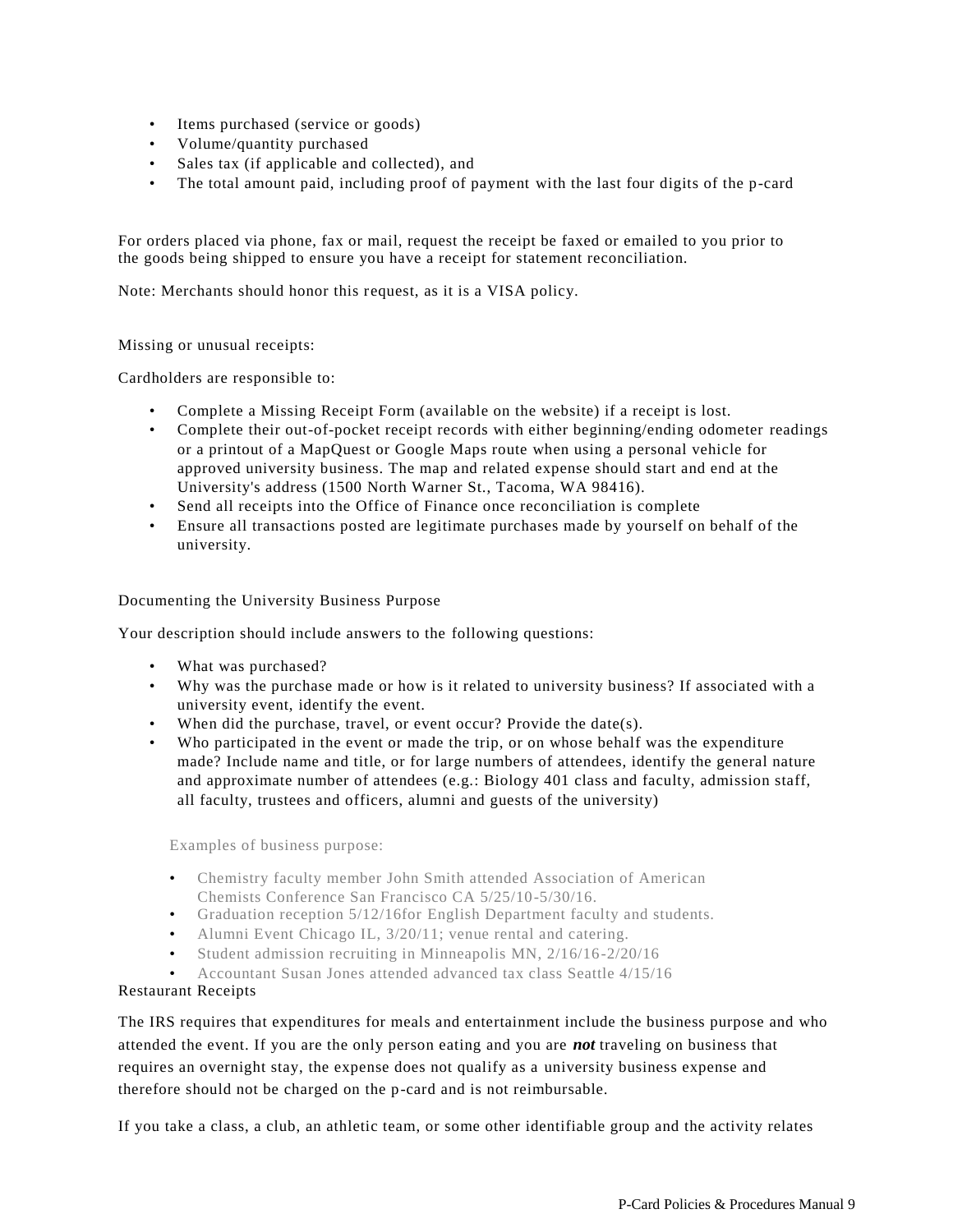- Items purchased (service or goods)
- Volume/quantity purchased
- Sales tax (if applicable and collected), and
- The total amount paid, including proof of payment with the last four digits of the p-card

For orders placed via phone, fax or mail, request the receipt be faxed or emailed to you prior to the goods being shipped to ensure you have a receipt for statement reconciliation.

Note: Merchants should honor this request, as it is a VISA policy.

Missing or unusual receipts:

Cardholders are responsible to:

- Complete a Missing Receipt Form (available on the website) if a receipt is lost.
- Complete their out-of-pocket receipt records with either beginning/ending odometer readings or a printout of a MapQuest or Google Maps route when using a personal vehicle for approved university business. The map and related expense should start and end at the University's address (1500 North Warner St., Tacoma, WA 98416).
- Send all receipts into the Office of Finance once reconciliation is complete
- Ensure all transactions posted are legitimate purchases made by yourself on behalf of the university.

Documenting the University Business Purpose

Your description should include answers to the following questions:

- What was purchased?
- Why was the purchase made or how is it related to university business? If associated with a university event, identify the event.
- When did the purchase, travel, or event occur? Provide the date(s).
- Who participated in the event or made the trip, or on whose behalf was the expenditure made? Include name and title, or for large numbers of attendees, identify the general nature and approximate number of attendees (e.g.: Biology 401 class and faculty, admission staff, all faculty, trustees and officers, alumni and guests of the university)

Examples of business purpose:

- Chemistry faculty member John Smith attended Association of American Chemists Conference San Francisco CA 5/25/10-5/30/16.
- Graduation reception 5/12/16for English Department faculty and students.
- Alumni Event Chicago IL, 3/20/11; venue rental and catering.
- Student admission recruiting in Minneapolis MN, 2/16/16-2/20/16
- Accountant Susan Jones attended advanced tax class Seattle 4/15/16

Restaurant Receipts

The IRS requires that expenditures for meals and entertainment include the business purpose and who attended the event. If you are the only person eating and you are ***not*** traveling on business that requires an overnight stay, the expense does not qualify as a university business expense and therefore should not be charged on the p-card and is not reimbursable.

If you take a class, a club, an athletic team, or some other identifiable group and the activity relates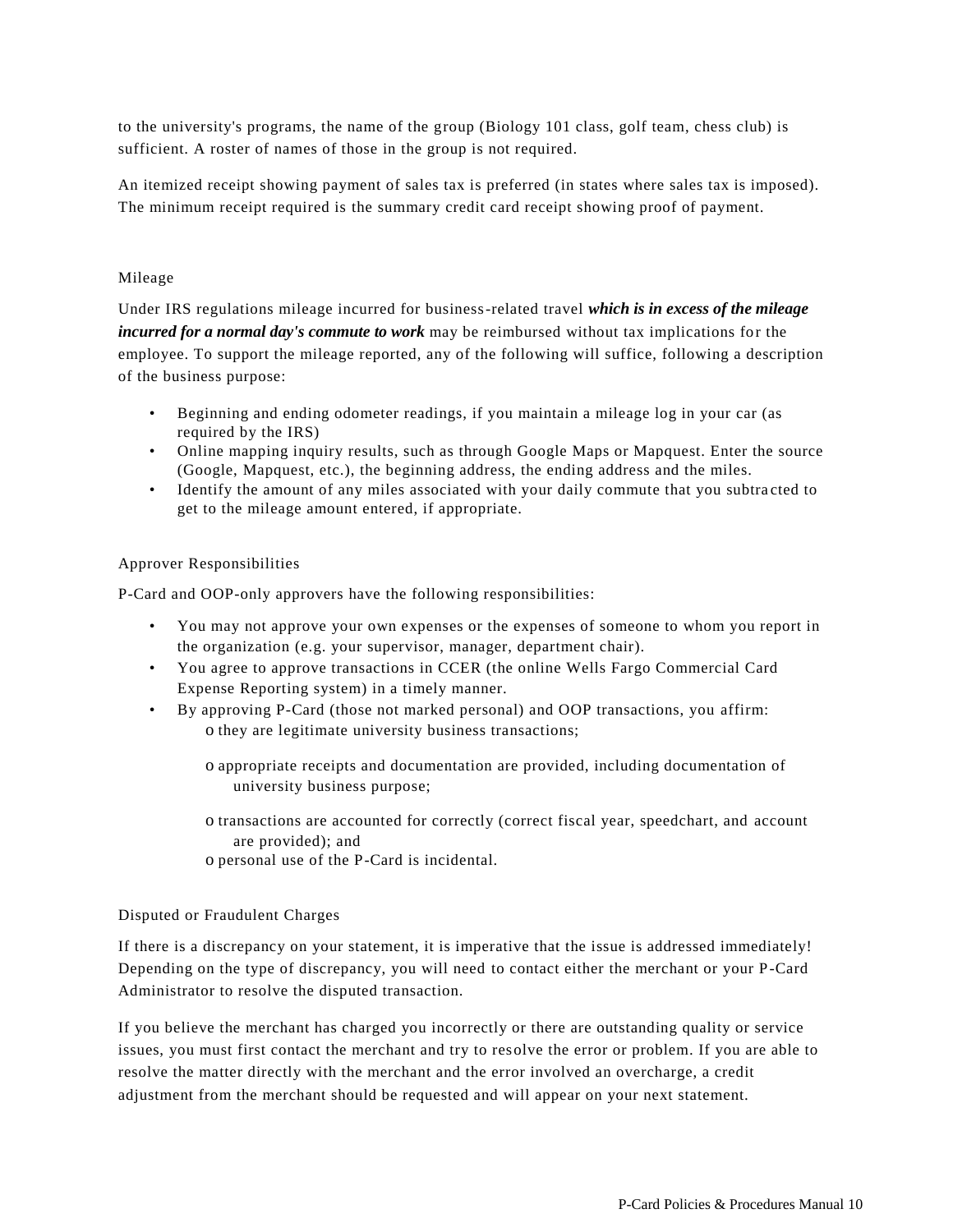to the university's programs, the name of the group (Biology 101 class, golf team, chess club) is sufficient. A roster of names of those in the group is not required.

An itemized receipt showing payment of sales tax is preferred (in states where sales tax is imposed). The minimum receipt required is the summary credit card receipt showing proof of payment.

## Mileage

Under IRS regulations mileage incurred for business-related travel ***which is in excess of the mileage incurred for a normal day's commute to work*** may be reimbursed without tax implications for the employee. To support the mileage reported, any of the following will suffice, following a description of the business purpose:

- Beginning and ending odometer readings, if you maintain a mileage log in your car (as required by the IRS)
- Online mapping inquiry results, such as through Google Maps or Mapquest. Enter the source (Google, Mapquest, etc.), the beginning address, the ending address and the miles.
- Identify the amount of any miles associated with your daily commute that you subtracted to get to the mileage amount entered, if appropriate.

## Approver Responsibilities

P-Card and OOP-only approvers have the following responsibilities:

- You may not approve your own expenses or the expenses of someone to whom you report in the organization (e.g. your supervisor, manager, department chair).
- You agree to approve transactions in CCER (the online Wells Fargo Commercial Card Expense Reporting system) in a timely manner.
- By approving P-Card (those not marked personal) and OOP transactions, you affirm:
  - they are legitimate university business transactions;
  - appropriate receipts and documentation are provided, including documentation of university business purpose;
  - transactions are accounted for correctly (correct fiscal year, speedchart, and account are provided); and
  - personal use of the P-Card is incidental.

## Disputed or Fraudulent Charges

If there is a discrepancy on your statement, it is imperative that the issue is addressed immediately! Depending on the type of discrepancy, you will need to contact either the merchant or your P-Card Administrator to resolve the disputed transaction.

If you believe the merchant has charged you incorrectly or there are outstanding quality or service issues, you must first contact the merchant and try to resolve the error or problem. If you are able to resolve the matter directly with the merchant and the error involved an overcharge, a credit adjustment from the merchant should be requested and will appear on your next statement.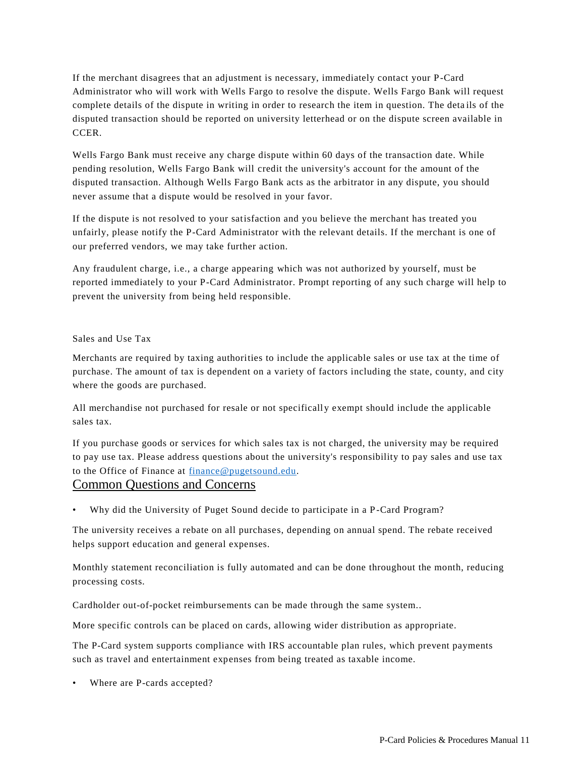If the merchant disagrees that an adjustment is necessary, immediately contact your P-Card Administrator who will work with Wells Fargo to resolve the dispute. Wells Fargo Bank will request complete details of the dispute in writing in order to research the item in question. The details of the disputed transaction should be reported on university letterhead or on the dispute screen available in CCER.

Wells Fargo Bank must receive any charge dispute within 60 days of the transaction date. While pending resolution, Wells Fargo Bank will credit the university's account for the amount of the disputed transaction. Although Wells Fargo Bank acts as the arbitrator in any dispute, you should never assume that a dispute would be resolved in your favor.

If the dispute is not resolved to your satisfaction and you believe the merchant has treated you unfairly, please notify the P-Card Administrator with the relevant details. If the merchant is one of our preferred vendors, we may take further action.

Any fraudulent charge, i.e., a charge appearing which was not authorized by yourself, must be reported immediately to your P-Card Administrator. Prompt reporting of any such charge will help to prevent the university from being held responsible.

### Sales and Use Tax

Merchants are required by taxing authorities to include the applicable sales or use tax at the time of purchase. The amount of tax is dependent on a variety of factors including the state, county, and city where the goods are purchased.

All merchandise not purchased for resale or not specifically exempt should include the applicable sales tax.

If you purchase goods or services for which sales tax is not charged, the university may be required to pay use tax. Please address questions about the university's responsibility to pay sales and use tax to the Office of Finance at finance@pugetsound.edu.

## Common Questions and Concerns

- Why did the University of Puget Sound decide to participate in a P-Card Program?

The university receives a rebate on all purchases, depending on annual spend. The rebate received helps support education and general expenses.

Monthly statement reconciliation is fully automated and can be done throughout the month, reducing processing costs.

Cardholder out-of-pocket reimbursements can be made through the same system..

More specific controls can be placed on cards, allowing wider distribution as appropriate.

The P-Card system supports compliance with IRS accountable plan rules, which prevent payments such as travel and entertainment expenses from being treated as taxable income.

- Where are P-cards accepted?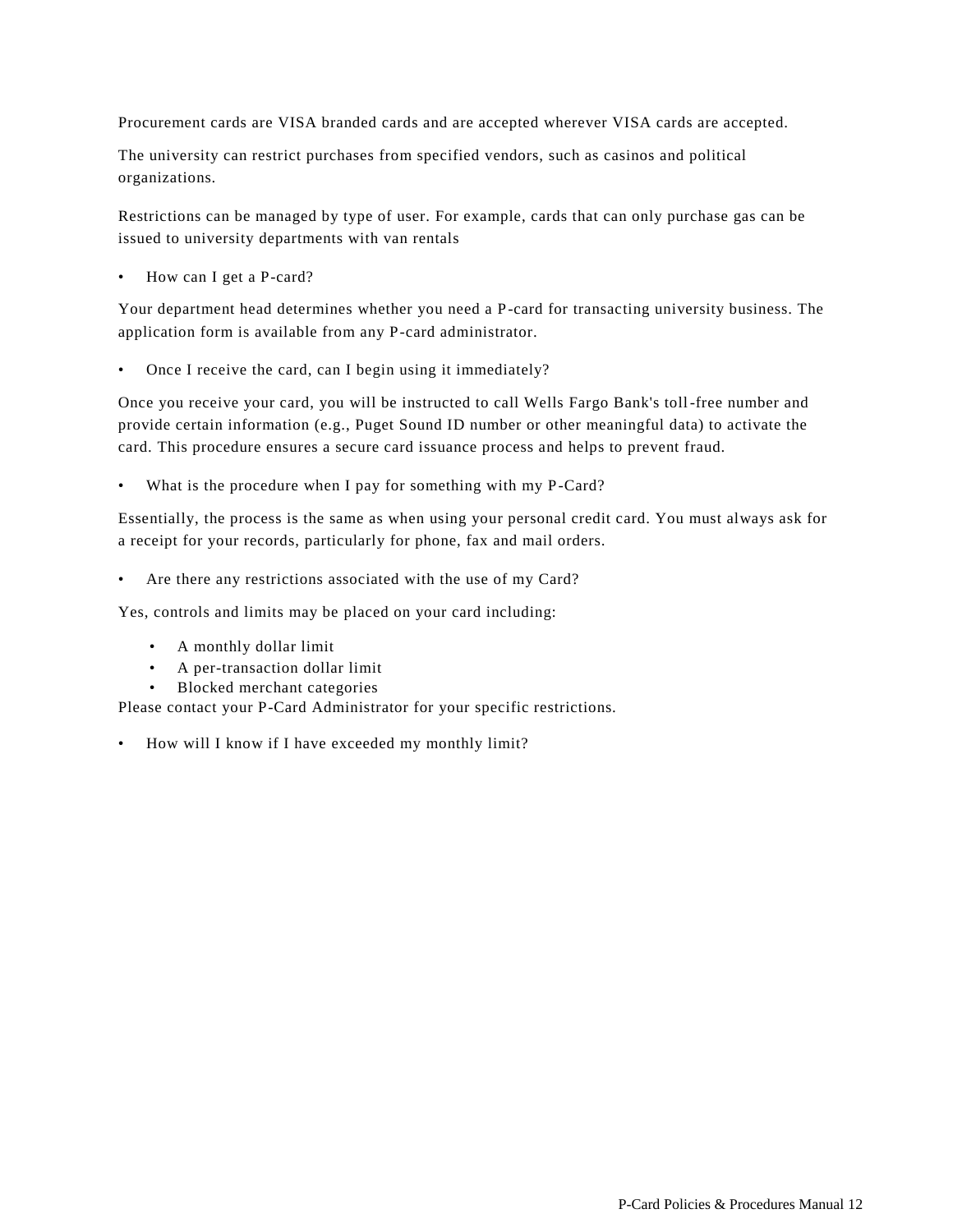Procurement cards are VISA branded cards and are accepted wherever VISA cards are accepted.

The university can restrict purchases from specified vendors, such as casinos and political organizations.

Restrictions can be managed by type of user. For example, cards that can only purchase gas can be issued to university departments with van rentals

- How can I get a P-card?

Your department head determines whether you need a P-card for transacting university business. The application form is available from any P-card administrator.

- Once I receive the card, can I begin using it immediately?

Once you receive your card, you will be instructed to call Wells Fargo Bank's toll-free number and provide certain information (e.g., Puget Sound ID number or other meaningful data) to activate the card. This procedure ensures a secure card issuance process and helps to prevent fraud.

- What is the procedure when I pay for something with my P-Card?

Essentially, the process is the same as when using your personal credit card. You must always ask for a receipt for your records, particularly for phone, fax and mail orders.

- Are there any restrictions associated with the use of my Card?

Yes, controls and limits may be placed on your card including:

- A monthly dollar limit
- A per-transaction dollar limit
- Blocked merchant categories

Please contact your P-Card Administrator for your specific restrictions.

- How will I know if I have exceeded my monthly limit?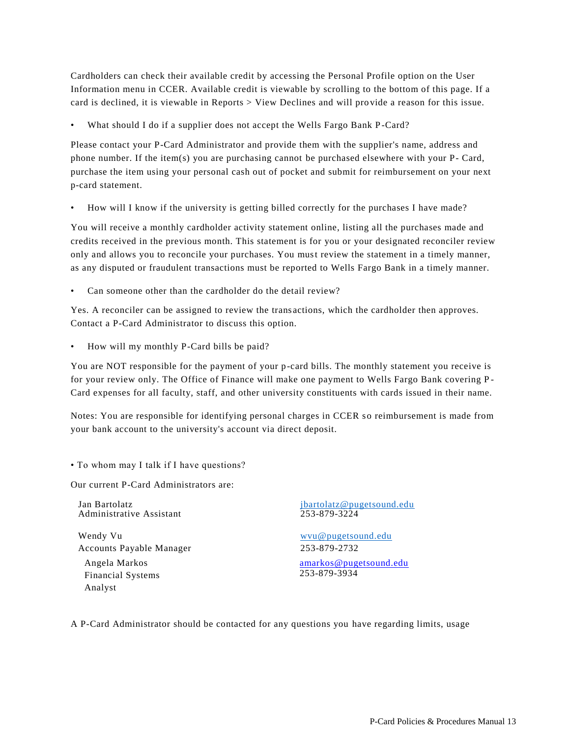Cardholders can check their available credit by accessing the Personal Profile option on the User Information menu in CCER. Available credit is viewable by scrolling to the bottom of this page. If a card is declined, it is viewable in Reports > View Declines and will provide a reason for this issue.

- What should I do if a supplier does not accept the Wells Fargo Bank P-Card?

Please contact your P-Card Administrator and provide them with the supplier's name, address and phone number. If the item(s) you are purchasing cannot be purchased elsewhere with your P- Card, purchase the item using your personal cash out of pocket and submit for reimbursement on your next p-card statement.

- How will I know if the university is getting billed correctly for the purchases I have made?

You will receive a monthly cardholder activity statement online, listing all the purchases made and credits received in the previous month. This statement is for you or your designated reconciler review only and allows you to reconcile your purchases. You must review the statement in a timely manner, as any disputed or fraudulent transactions must be reported to Wells Fargo Bank in a timely manner.

- Can someone other than the cardholder do the detail review?

Yes. A reconciler can be assigned to review the transactions, which the cardholder then approves. Contact a P-Card Administrator to discuss this option.

- How will my monthly P-Card bills be paid?

You are NOT responsible for the payment of your p-card bills. The monthly statement you receive is for your review only. The Office of Finance will make one payment to Wells Fargo Bank covering P-Card expenses for all faculty, staff, and other university constituents with cards issued in their name.

Notes: You are responsible for identifying personal charges in CCER so reimbursement is made from your bank account to the university's account via direct deposit.

- To whom may I talk if I have questions?

Our current P-Card Administrators are:

| | |
|---|---|
| Jan Bartolatz<br>Administrative Assistant | jbartolatz@pugetsound.edu<br>253-879-3224 |
| Wendy Vu<br>Accounts Payable Manager | wvu@pugetsound.edu<br>253-879-2732 |
| Angela Markos<br>Financial Systems Analyst | amarkos@pugetsound.edu<br>253-879-3934 |

A P-Card Administrator should be contacted for any questions you have regarding limits, usage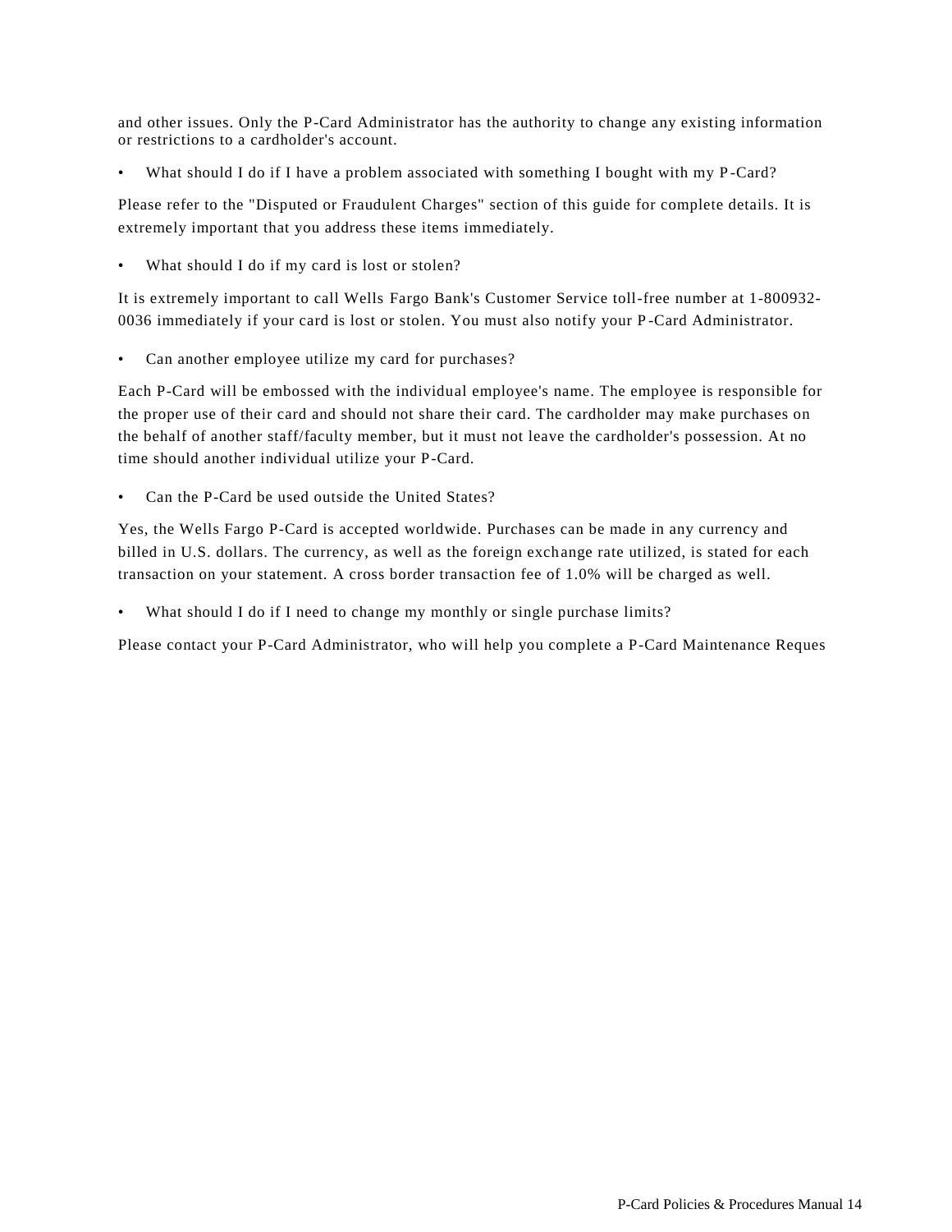and other issues. Only the P-Card Administrator has the authority to change any existing information or restrictions to a cardholder's account.

- What should I do if I have a problem associated with something I bought with my P-Card?

Please refer to the "Disputed or Fraudulent Charges" section of this guide for complete details. It is extremely important that you address these items immediately.

- What should I do if my card is lost or stolen?

It is extremely important to call Wells Fargo Bank's Customer Service toll-free number at 1-800932-0036 immediately if your card is lost or stolen. You must also notify your P-Card Administrator.

- Can another employee utilize my card for purchases?

Each P-Card will be embossed with the individual employee's name. The employee is responsible for the proper use of their card and should not share their card. The cardholder may make purchases on the behalf of another staff/faculty member, but it must not leave the cardholder's possession. At no time should another individual utilize your P-Card.

- Can the P-Card be used outside the United States?

Yes, the Wells Fargo P-Card is accepted worldwide. Purchases can be made in any currency and billed in U.S. dollars. The currency, as well as the foreign exchange rate utilized, is stated for each transaction on your statement. A cross border transaction fee of 1.0% will be charged as well.

- What should I do if I need to change my monthly or single purchase limits?

Please contact your P-Card Administrator, who will help you complete a P-Card Maintenance Reques